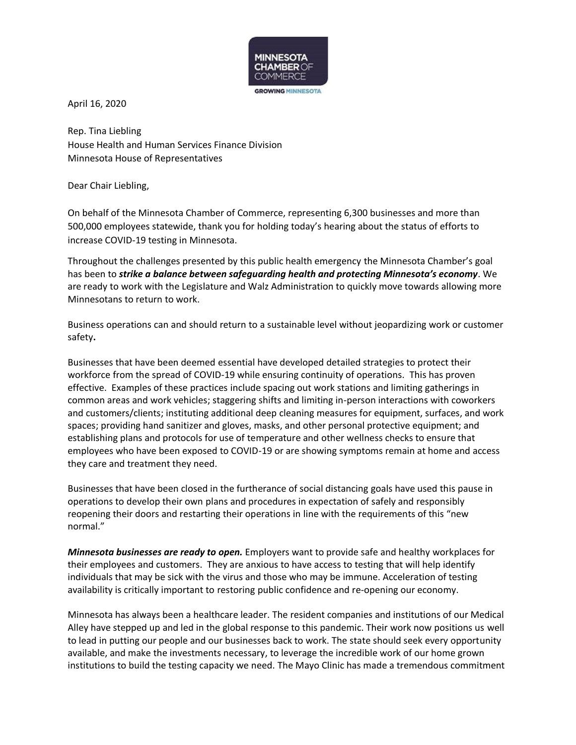April 16, 2020

Rep. Tina Liebling
House Health and Human Services Finance Division
Minnesota House of Representatives

Dear Chair Liebling,

On behalf of the Minnesota Chamber of Commerce, representing 6,300 businesses and more than 500,000 employees statewide, thank you for holding today's hearing about the status of efforts to increase COVID-19 testing in Minnesota.

Throughout the challenges presented by this public health emergency the Minnesota Chamber's goal has been to ***strike a balance between safeguarding health and protecting Minnesota's economy***. We are ready to work with the Legislature and Walz Administration to quickly move towards allowing more Minnesotans to return to work.

Business operations can and should return to a sustainable level without jeopardizing work or customer safety**.**

Businesses that have been deemed essential have developed detailed strategies to protect their workforce from the spread of COVID-19 while ensuring continuity of operations. This has proven effective. Examples of these practices include spacing out work stations and limiting gatherings in common areas and work vehicles; staggering shifts and limiting in-person interactions with coworkers and customers/clients; instituting additional deep cleaning measures for equipment, surfaces, and work spaces; providing hand sanitizer and gloves, masks, and other personal protective equipment; and establishing plans and protocols for use of temperature and other wellness checks to ensure that employees who have been exposed to COVID-19 or are showing symptoms remain at home and access they care and treatment they need.

Businesses that have been closed in the furtherance of social distancing goals have used this pause in operations to develop their own plans and procedures in expectation of safely and responsibly reopening their doors and restarting their operations in line with the requirements of this "new normal."

***Minnesota businesses are ready to open.*** Employers want to provide safe and healthy workplaces for their employees and customers. They are anxious to have access to testing that will help identify individuals that may be sick with the virus and those who may be immune. Acceleration of testing availability is critically important to restoring public confidence and re-opening our economy.

Minnesota has always been a healthcare leader. The resident companies and institutions of our Medical Alley have stepped up and led in the global response to this pandemic. Their work now positions us well to lead in putting our people and our businesses back to work. The state should seek every opportunity available, and make the investments necessary, to leverage the incredible work of our home grown institutions to build the testing capacity we need. The Mayo Clinic has made a tremendous commitment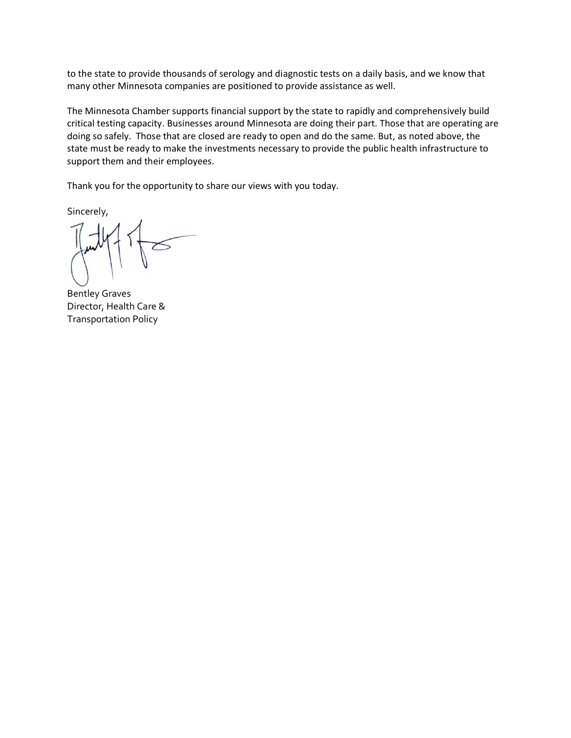to the state to provide thousands of serology and diagnostic tests on a daily basis, and we know that many other Minnesota companies are positioned to provide assistance as well.

The Minnesota Chamber supports financial support by the state to rapidly and comprehensively build critical testing capacity. Businesses around Minnesota are doing their part. Those that are operating are doing so safely. Those that are closed are ready to open and do the same. But, as noted above, the state must be ready to make the investments necessary to provide the public health infrastructure to support them and their employees.

Thank you for the opportunity to share our views with you today.

Sincerely,

Bentley Graves
Director, Health Care &
Transportation Policy